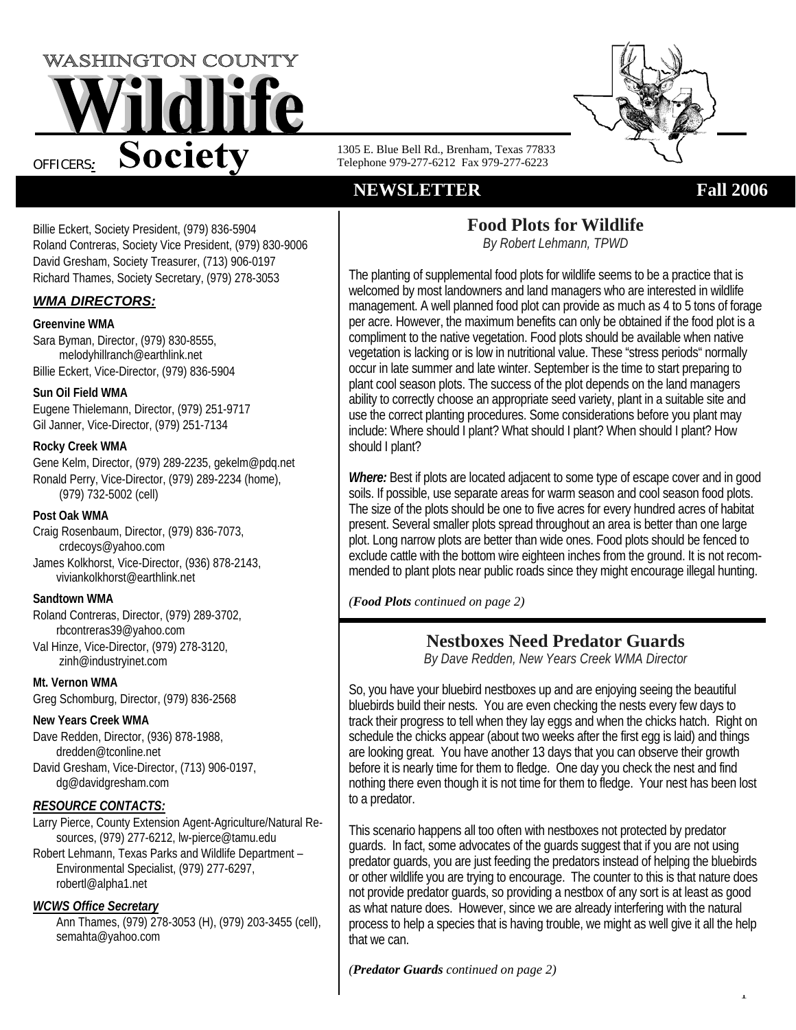# WASHINGTON COUNTY Wildlife Society

1305 E. Blue Bell Rd., Brenham, Texas 77833
Telephone 979-277-6212 Fax 979-277-6223

## NEWSLETTER Fall 2006

### OFFICERS:

Billie Eckert, Society President, (979) 836-5904
Roland Contreras, Society Vice President, (979) 830-9006
David Gresham, Society Treasurer, (713) 906-0197
Richard Thames, Society Secretary, (979) 278-3053

### WMA DIRECTORS:

**Greenvine WMA**
Sara Byman, Director, (979) 830-8555, melodyhillranch@earthlink.net
Billie Eckert, Vice-Director, (979) 836-5904

**Sun Oil Field WMA**
Eugene Thielemann, Director, (979) 251-9717
Gil Janner, Vice-Director, (979) 251-7134

**Rocky Creek WMA**
Gene Kelm, Director, (979) 289-2235, gekelm@pdq.net
Ronald Perry, Vice-Director, (979) 289-2234 (home), (979) 732-5002 (cell)

**Post Oak WMA**
Craig Rosenbaum, Director, (979) 836-7073, crdecoys@yahoo.com
James Kolkhorst, Vice-Director, (936) 878-2143, viviankolkhorst@earthlink.net

**Sandtown WMA**
Roland Contreras, Director, (979) 289-3702, rbcontreras39@yahoo.com
Val Hinze, Vice-Director, (979) 278-3120, zinh@industryinet.com

**Mt. Vernon WMA**
Greg Schomburg, Director, (979) 836-2568

**New Years Creek WMA**
Dave Redden, Director, (936) 878-1988, dredden@tconline.net
David Gresham, Vice-Director, (713) 906-0197, dg@davidgresham.com

### RESOURCE CONTACTS:

Larry Pierce, County Extension Agent-Agriculture/Natural Resources, (979) 277-6212, lw-pierce@tamu.edu
Robert Lehmann, Texas Parks and Wildlife Department – Environmental Specialist, (979) 277-6297, robertl@alpha1.net

### WCWS Office Secretary

Ann Thames, (979) 278-3053 (H), (979) 203-3455 (cell), semahta@yahoo.com

## Food Plots for Wildlife

*By Robert Lehmann, TPWD*

The planting of supplemental food plots for wildlife seems to be a practice that is welcomed by most landowners and land managers who are interested in wildlife management. A well planned food plot can provide as much as 4 to 5 tons of forage per acre. However, the maximum benefits can only be obtained if the food plot is a compliment to the native vegetation. Food plots should be available when native vegetation is lacking or is low in nutritional value. These "stress periods" normally occur in late summer and late winter. September is the time to start preparing to plant cool season plots. The success of the plot depends on the land managers ability to correctly choose an appropriate seed variety, plant in a suitable site and use the correct planting procedures. Some considerations before you plant may include: Where should I plant? What should I plant? When should I plant? How should I plant?

***Where:*** Best if plots are located adjacent to some type of escape cover and in good soils. If possible, use separate areas for warm season and cool season food plots. The size of the plots should be one to five acres for every hundred acres of habitat present. Several smaller plots spread throughout an area is better than one large plot. Long narrow plots are better than wide ones. Food plots should be fenced to exclude cattle with the bottom wire eighteen inches from the ground. It is not recommended to plant plots near public roads since they might encourage illegal hunting.

*(**Food Plots** continued on page 2)*

## Nestboxes Need Predator Guards

*By Dave Redden, New Years Creek WMA Director*

So, you have your bluebird nestboxes up and are enjoying seeing the beautiful bluebirds build their nests. You are even checking the nests every few days to track their progress to tell when they lay eggs and when the chicks hatch. Right on schedule the chicks appear (about two weeks after the first egg is laid) and things are looking great. You have another 13 days that you can observe their growth before it is nearly time for them to fledge. One day you check the nest and find nothing there even though it is not time for them to fledge. Your nest has been lost to a predator.

This scenario happens all too often with nestboxes not protected by predator guards. In fact, some advocates of the guards suggest that if you are not using predator guards, you are just feeding the predators instead of helping the bluebirds or other wildlife you are trying to encourage. The counter to this is that nature does not provide predator guards, so providing a nestbox of any sort is at least as good as what nature does. However, since we are already interfering with the natural process to help a species that is having trouble, we might as well give it all the help that we can.

*(**Predator Guards** continued on page 2)*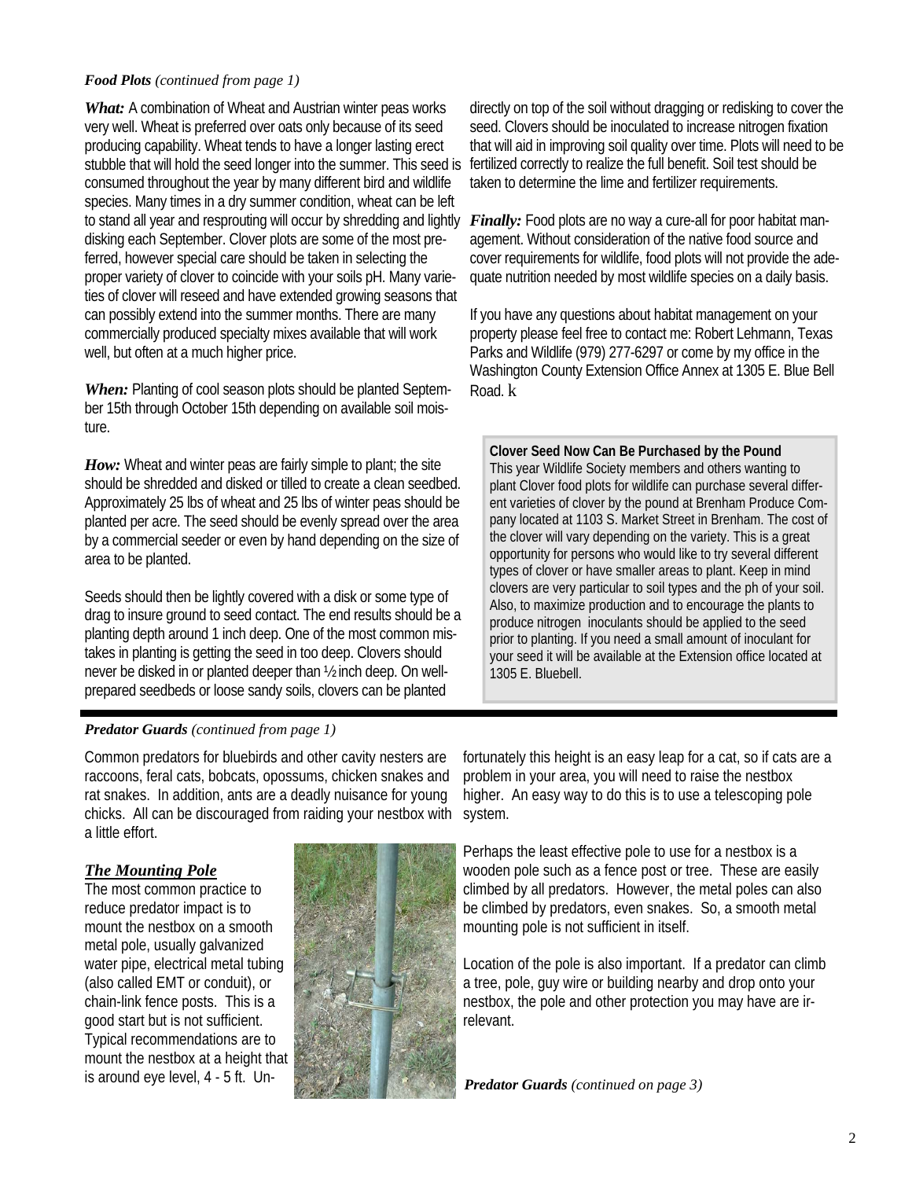***Food Plots** (continued from page 1)*

***What:*** A combination of Wheat and Austrian winter peas works very well. Wheat is preferred over oats only because of its seed producing capability. Wheat tends to have a longer lasting erect stubble that will hold the seed longer into the summer. This seed is consumed throughout the year by many different bird and wildlife species. Many times in a dry summer condition, wheat can be left to stand all year and resprouting will occur by shredding and lightly disking each September. Clover plots are some of the most preferred, however special care should be taken in selecting the proper variety of clover to coincide with your soils pH. Many varieties of clover will reseed and have extended growing seasons that can possibly extend into the summer months. There are many commercially produced specialty mixes available that will work well, but often at a much higher price.

***When:*** Planting of cool season plots should be planted September 15th through October 15th depending on available soil moisture.

***How:*** Wheat and winter peas are fairly simple to plant; the site should be shredded and disked or tilled to create a clean seedbed. Approximately 25 lbs of wheat and 25 lbs of winter peas should be planted per acre. The seed should be evenly spread over the area by a commercial seeder or even by hand depending on the size of area to be planted.

Seeds should then be lightly covered with a disk or some type of drag to insure ground to seed contact. The end results should be a planting depth around 1 inch deep. One of the most common mistakes in planting is getting the seed in too deep. Clovers should never be disked in or planted deeper than ½ inch deep. On well-prepared seedbeds or loose sandy soils, clovers can be planted directly on top of the soil without dragging or redisking to cover the seed. Clovers should be inoculated to increase nitrogen fixation that will aid in improving soil quality over time. Plots will need to be fertilized correctly to realize the full benefit. Soil test should be taken to determine the lime and fertilizer requirements.

***Finally:*** Food plots are no way a cure-all for poor habitat management. Without consideration of the native food source and cover requirements for wildlife, food plots will not provide the adequate nutrition needed by most wildlife species on a daily basis.

If you have any questions about habitat management on your property please feel free to contact me: Robert Lehmann, Texas Parks and Wildlife (979) 277-6297 or come by my office in the Washington County Extension Office Annex at 1305 E. Blue Bell Road. k

**Clover Seed Now Can Be Purchased by the Pound**

This year Wildlife Society members and others wanting to plant Clover food plots for wildlife can purchase several different varieties of clover by the pound at Brenham Produce Company located at 1103 S. Market Street in Brenham. The cost of the clover will vary depending on the variety. This is a great opportunity for persons who would like to try several different types of clover or have smaller areas to plant. Keep in mind clovers are very particular to soil types and the ph of your soil. Also, to maximize production and to encourage the plants to produce nitrogen inoculants should be applied to the seed prior to planting. If you need a small amount of inoculant for your seed it will be available at the Extension office located at 1305 E. Bluebell.

***Predator Guards** (continued from page 1)*

Common predators for bluebirds and other cavity nesters are raccoons, feral cats, bobcats, opossums, chicken snakes and rat snakes. In addition, ants are a deadly nuisance for young chicks. All can be discouraged from raiding your nestbox with a little effort.

***The Mounting Pole***

The most common practice to reduce predator impact is to mount the nestbox on a smooth metal pole, usually galvanized water pipe, electrical metal tubing (also called EMT or conduit), or chain-link fence posts. This is a good start but is not sufficient. Typical recommendations are to mount the nestbox at a height that is around eye level, 4 - 5 ft. Unfortunately this height is an easy leap for a cat, so if cats are a problem in your area, you will need to raise the nestbox higher. An easy way to do this is to use a telescoping pole system.

Perhaps the least effective pole to use for a nestbox is a wooden pole such as a fence post or tree. These are easily climbed by all predators. However, the metal poles can also be climbed by predators, even snakes. So, a smooth metal mounting pole is not sufficient in itself.

Location of the pole is also important. If a predator can climb a tree, pole, guy wire or building nearby and drop onto your nestbox, the pole and other protection you may have are irrelevant.

***Predator Guards** (continued on page 3)*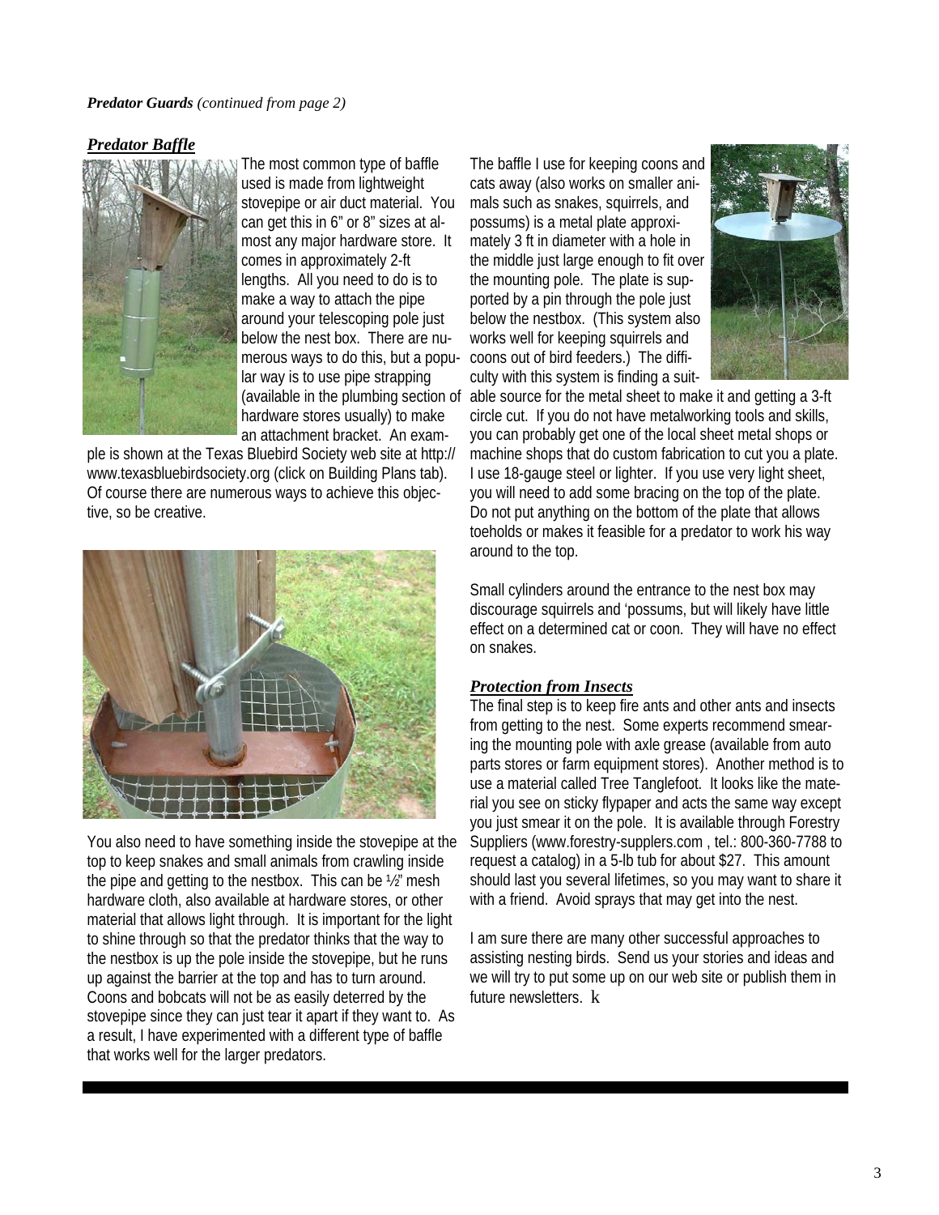***Predator Guards*** *(continued from page 2)*

## ***Predator Baffle***

The most common type of baffle used is made from lightweight stovepipe or air duct material. You can get this in 6" or 8" sizes at almost any major hardware store. It comes in approximately 2-ft lengths. All you need to do is to make a way to attach the pipe around your telescoping pole just below the nest box. There are numerous ways to do this, but a popular way is to use pipe strapping (available in the plumbing section of hardware stores usually) to make an attachment bracket. An example is shown at the Texas Bluebird Society web site at http://www.texasbluebirdsociety.org (click on Building Plans tab). Of course there are numerous ways to achieve this objective, so be creative.

You also need to have something inside the stovepipe at the top to keep snakes and small animals from crawling inside the pipe and getting to the nestbox. This can be ½" mesh hardware cloth, also available at hardware stores, or other material that allows light through. It is important for the light to shine through so that the predator thinks that the way to the nestbox is up the pole inside the stovepipe, but he runs up against the barrier at the top and has to turn around. Coons and bobcats will not be as easily deterred by the stovepipe since they can just tear it apart if they want to. As a result, I have experimented with a different type of baffle that works well for the larger predators.

The baffle I use for keeping coons and cats away (also works on smaller animals such as snakes, squirrels, and possums) is a metal plate approximately 3 ft in diameter with a hole in the middle just large enough to fit over the mounting pole. The plate is supported by a pin through the pole just below the nestbox. (This system also works well for keeping squirrels and coons out of bird feeders.) The difficulty with this system is finding a suitable source for the metal sheet to make it and getting a 3-ft circle cut. If you do not have metalworking tools and skills, you can probably get one of the local sheet metal shops or machine shops that do custom fabrication to cut you a plate. I use 18-gauge steel or lighter. If you use very light sheet, you will need to add some bracing on the top of the plate. Do not put anything on the bottom of the plate that allows toeholds or makes it feasible for a predator to work his way around to the top.

Small cylinders around the entrance to the nest box may discourage squirrels and 'possums, but will likely have little effect on a determined cat or coon. They will have no effect on snakes.

## ***Protection from Insects***

The final step is to keep fire ants and other ants and insects from getting to the nest. Some experts recommend smearing the mounting pole with axle grease (available from auto parts stores or farm equipment stores). Another method is to use a material called Tree Tanglefoot. It looks like the material you see on sticky flypaper and acts the same way except you just smear it on the pole. It is available through Forestry Suppliers (www.forestry-supplers.com , tel.: 800-360-7788 to request a catalog) in a 5-lb tub for about $27. This amount should last you several lifetimes, so you may want to share it with a friend. Avoid sprays that may get into the nest.

I am sure there are many other successful approaches to assisting nesting birds. Send us your stories and ideas and we will try to put some up on our web site or publish them in future newsletters. k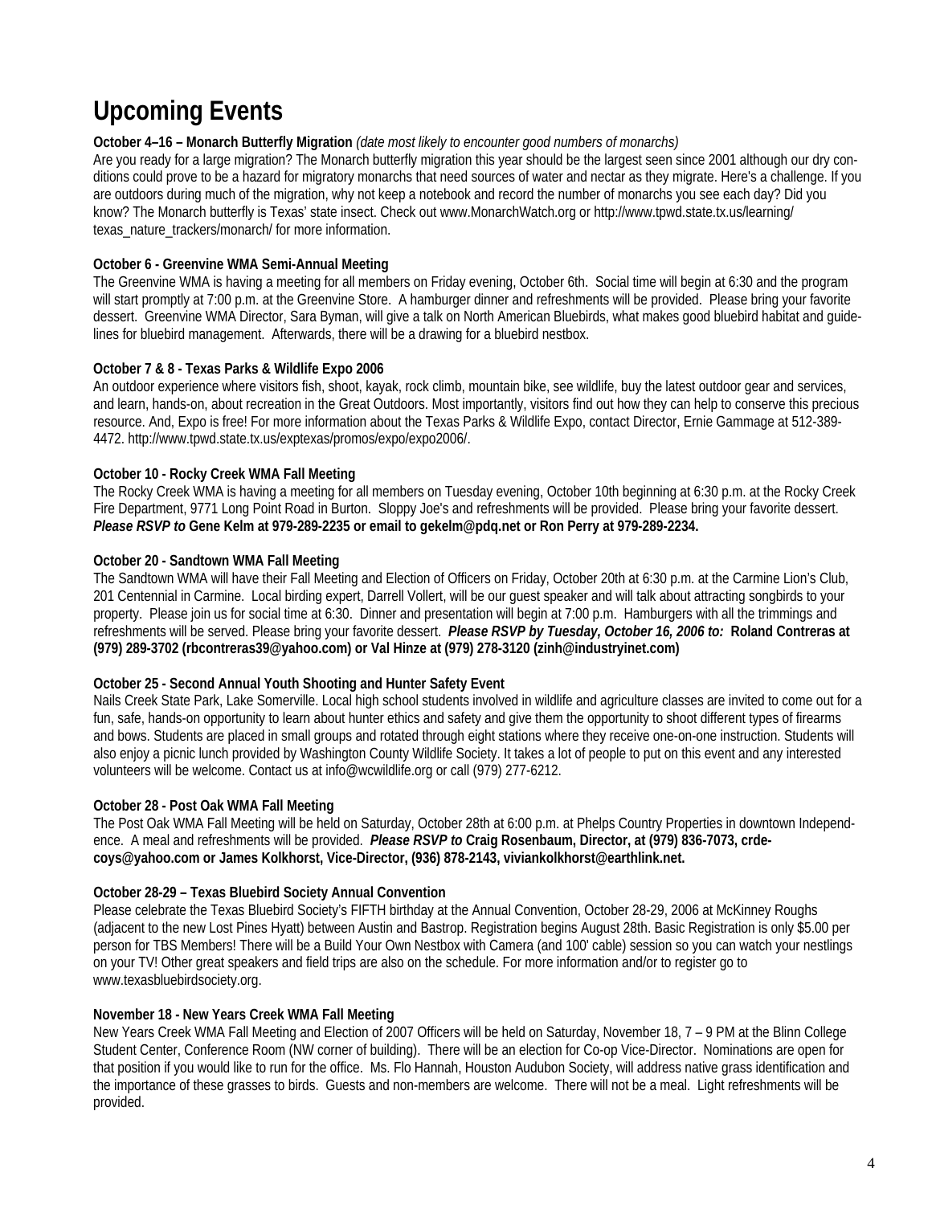# Upcoming Events

**October 4–16 – Monarch Butterfly Migration** *(date most likely to encounter good numbers of monarchs)*
Are you ready for a large migration? The Monarch butterfly migration this year should be the largest seen since 2001 although our dry conditions could prove to be a hazard for migratory monarchs that need sources of water and nectar as they migrate. Here's a challenge. If you are outdoors during much of the migration, why not keep a notebook and record the number of monarchs you see each day? Did you know? The Monarch butterfly is Texas' state insect. Check out www.MonarchWatch.org or http://www.tpwd.state.tx.us/learning/texas_nature_trackers/monarch/ for more information.

**October 6 - Greenvine WMA Semi-Annual Meeting**
The Greenvine WMA is having a meeting for all members on Friday evening, October 6th. Social time will begin at 6:30 and the program will start promptly at 7:00 p.m. at the Greenvine Store. A hamburger dinner and refreshments will be provided. Please bring your favorite dessert. Greenvine WMA Director, Sara Byman, will give a talk on North American Bluebirds, what makes good bluebird habitat and guidelines for bluebird management. Afterwards, there will be a drawing for a bluebird nestbox.

**October 7 & 8 - Texas Parks & Wildlife Expo 2006**
An outdoor experience where visitors fish, shoot, kayak, rock climb, mountain bike, see wildlife, buy the latest outdoor gear and services, and learn, hands-on, about recreation in the Great Outdoors. Most importantly, visitors find out how they can help to conserve this precious resource. And, Expo is free! For more information about the Texas Parks & Wildlife Expo, contact Director, Ernie Gammage at 512-389-4472. http://www.tpwd.state.tx.us/exptexas/promos/expo/expo2006/.

**October 10 - Rocky Creek WMA Fall Meeting**
The Rocky Creek WMA is having a meeting for all members on Tuesday evening, October 10th beginning at 6:30 p.m. at the Rocky Creek Fire Department, 9771 Long Point Road in Burton. Sloppy Joe's and refreshments will be provided. Please bring your favorite dessert. ***Please RSVP to*** **Gene Kelm at 979-289-2235 or email to gekelm@pdq.net or Ron Perry at 979-289-2234.**

**October 20 - Sandtown WMA Fall Meeting**
The Sandtown WMA will have their Fall Meeting and Election of Officers on Friday, October 20th at 6:30 p.m. at the Carmine Lion's Club, 201 Centennial in Carmine. Local birding expert, Darrell Vollert, will be our guest speaker and will talk about attracting songbirds to your property. Please join us for social time at 6:30. Dinner and presentation will begin at 7:00 p.m. Hamburgers with all the trimmings and refreshments will be served. Please bring your favorite dessert. ***Please RSVP by Tuesday, October 16, 2006 to:*** **Roland Contreras at (979) 289-3702 (rbcontreras39@yahoo.com) or Val Hinze at (979) 278-3120 (zinh@industryinet.com)**

**October 25 - Second Annual Youth Shooting and Hunter Safety Event**
Nails Creek State Park, Lake Somerville. Local high school students involved in wildlife and agriculture classes are invited to come out for a fun, safe, hands-on opportunity to learn about hunter ethics and safety and give them the opportunity to shoot different types of firearms and bows. Students are placed in small groups and rotated through eight stations where they receive one-on-one instruction. Students will also enjoy a picnic lunch provided by Washington County Wildlife Society. It takes a lot of people to put on this event and any interested volunteers will be welcome. Contact us at info@wcwildlife.org or call (979) 277-6212.

**October 28 - Post Oak WMA Fall Meeting**
The Post Oak WMA Fall Meeting will be held on Saturday, October 28th at 6:00 p.m. at Phelps Country Properties in downtown Independence. A meal and refreshments will be provided. ***Please RSVP to*** **Craig Rosenbaum, Director, at (979) 836-7073, crdecoys@yahoo.com or James Kolkhorst, Vice-Director, (936) 878-2143, viviankolkhorst@earthlink.net.**

**October 28-29 – Texas Bluebird Society Annual Convention**
Please celebrate the Texas Bluebird Society's FIFTH birthday at the Annual Convention, October 28-29, 2006 at McKinney Roughs (adjacent to the new Lost Pines Hyatt) between Austin and Bastrop. Registration begins August 28th. Basic Registration is only $5.00 per person for TBS Members! There will be a Build Your Own Nestbox with Camera (and 100' cable) session so you can watch your nestlings on your TV! Other great speakers and field trips are also on the schedule. For more information and/or to register go to www.texasbluebirdsociety.org.

**November 18 - New Years Creek WMA Fall Meeting**
New Years Creek WMA Fall Meeting and Election of 2007 Officers will be held on Saturday, November 18, 7 – 9 PM at the Blinn College Student Center, Conference Room (NW corner of building). There will be an election for Co-op Vice-Director. Nominations are open for that position if you would like to run for the office. Ms. Flo Hannah, Houston Audubon Society, will address native grass identification and the importance of these grasses to birds. Guests and non-members are welcome. There will not be a meal. Light refreshments will be provided.